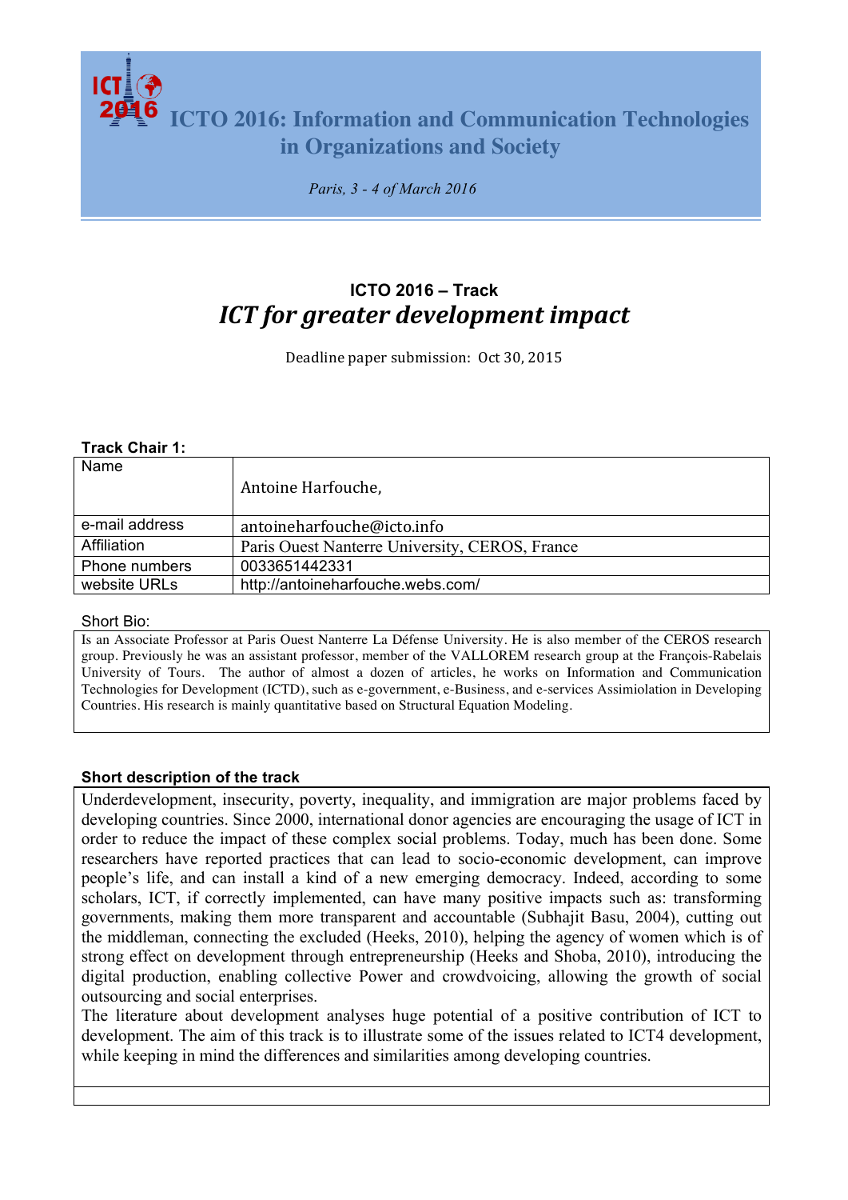# ICTO 2016: Information and Communication Technologies in Organizations and Society

*Paris, 3 - 4 of March 2016*

## ICTO 2016 – Track

## *ICT for greater development impact*

Deadline paper submission: Oct 30, 2015

**Track Chair 1:**

| Name | Antoine Harfouche, |
|---|---|
| e-mail address | antoineharfouche@icto.info |
| Affiliation | Paris Ouest Nanterre University, CEROS, France |
| Phone numbers | 0033651442331 |
| website URLs | http://antoineharfouche.webs.com/ |

Short Bio:

Is an Associate Professor at Paris Ouest Nanterre La Défense University. He is also member of the CEROS research group. Previously he was an assistant professor, member of the VALLOREM research group at the François-Rabelais University of Tours. The author of almost a dozen of articles, he works on Information and Communication Technologies for Development (ICTD), such as e-government, e-Business, and e-services Assimiolation in Developing Countries. His research is mainly quantitative based on Structural Equation Modeling.

**Short description of the track**

Underdevelopment, insecurity, poverty, inequality, and immigration are major problems faced by developing countries. Since 2000, international donor agencies are encouraging the usage of ICT in order to reduce the impact of these complex social problems. Today, much has been done. Some researchers have reported practices that can lead to socio-economic development, can improve people's life, and can install a kind of a new emerging democracy. Indeed, according to some scholars, ICT, if correctly implemented, can have many positive impacts such as: transforming governments, making them more transparent and accountable (Subhajit Basu, 2004), cutting out the middleman, connecting the excluded (Heeks, 2010), helping the agency of women which is of strong effect on development through entrepreneurship (Heeks and Shoba, 2010), introducing the digital production, enabling collective Power and crowdvoicing, allowing the growth of social outsourcing and social enterprises.

The literature about development analyses huge potential of a positive contribution of ICT to development. The aim of this track is to illustrate some of the issues related to ICT4 development, while keeping in mind the differences and similarities among developing countries.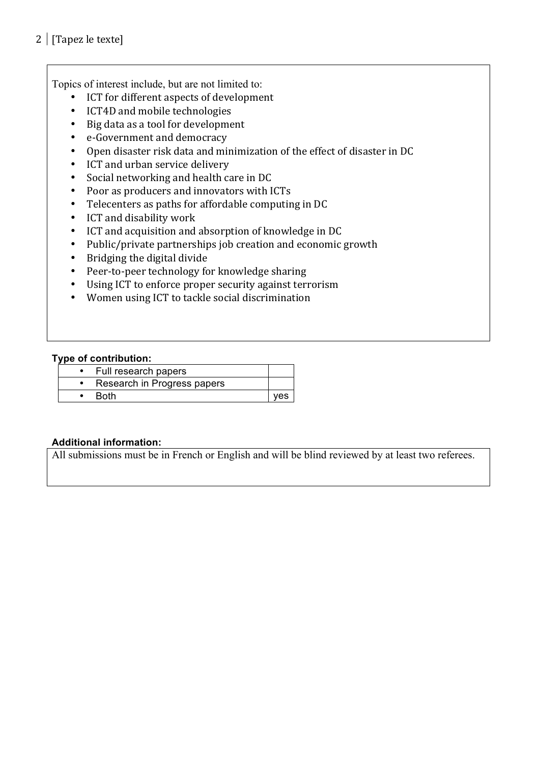Topics of interest include, but are not limited to:

- ICT for different aspects of development
- ICT4D and mobile technologies
- Big data as a tool for development
- e-Government and democracy
- Open disaster risk data and minimization of the effect of disaster in DC
- ICT and urban service delivery
- Social networking and health care in DC
- Poor as producers and innovators with ICTs
- Telecenters as paths for affordable computing in DC
- ICT and disability work
- ICT and acquisition and absorption of knowledge in DC
- Public/private partnerships job creation and economic growth
- Bridging the digital divide
- Peer-to-peer technology for knowledge sharing
- Using ICT to enforce proper security against terrorism
- Women using ICT to tackle social discrimination

**Type of contribution:**

| | |
|---|---|
| • Full research papers | |
| • Research in Progress papers | |
| • Both | yes |

**Additional information:**

All submissions must be in French or English and will be blind reviewed by at least two referees.